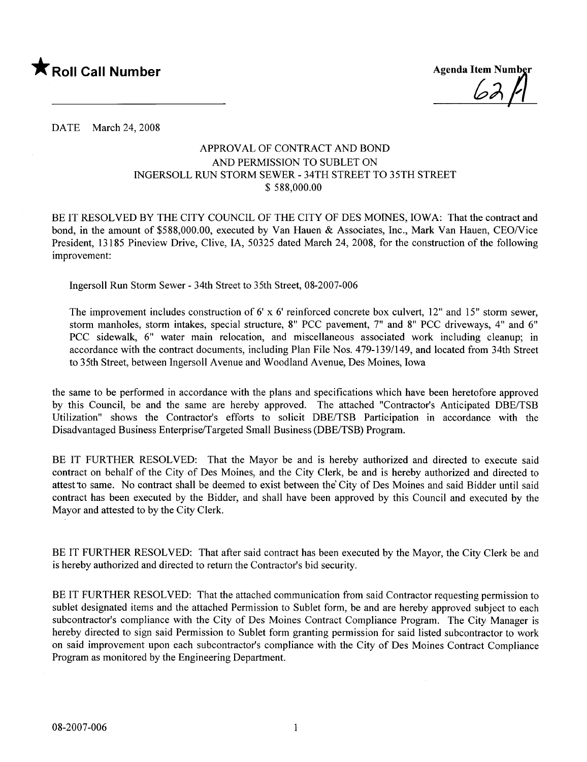★ **Roll Call Number**

**Agenda Item Number**
62A

DATE March 24, 2008

## APPROVAL OF CONTRACT AND BOND AND PERMISSION TO SUBLET ON INGERSOLL RUN STORM SEWER - 34TH STREET TO 35TH STREET $ 588,000.00

BE IT RESOLVED BY THE CITY COUNCIL OF THE CITY OF DES MOINES, IOWA: That the contract and bond, in the amount of $588,000.00, executed by Van Hauen & Associates, Inc., Mark Van Hauen, CEO/Vice President, 13185 Pineview Drive, Clive, IA, 50325 dated March 24, 2008, for the construction of the following improvement:

Ingersoll Run Storm Sewer - 34th Street to 35th Street, 08-2007-006

The improvement includes construction of 6' x 6' reinforced concrete box culvert, 12" and 15" storm sewer, storm manholes, storm intakes, special structure, 8" PCC pavement, 7" and 8" PCC driveways, 4" and 6" PCC sidewalk, 6" water main relocation, and miscellaneous associated work including cleanup; in accordance with the contract documents, including Plan File Nos. 479-139/149, and located from 34th Street to 35th Street, between Ingersoll Avenue and Woodland Avenue, Des Moines, Iowa

the same to be performed in accordance with the plans and specifications which have been heretofore approved by this Council, be and the same are hereby approved. The attached "Contractor's Anticipated DBE/TSB Utilization" shows the Contractor's efforts to solicit DBE/TSB Participation in accordance with the Disadvantaged Business Enterprise/Targeted Small Business (DBE/TSB) Program.

BE IT FURTHER RESOLVED: That the Mayor be and is hereby authorized and directed to execute said contract on behalf of the City of Des Moines, and the City Clerk, be and is hereby authorized and directed to attest to same. No contract shall be deemed to exist between the City of Des Moines and said Bidder until said contract has been executed by the Bidder, and shall have been approved by this Council and executed by the Mayor and attested to by the City Clerk.

BE IT FURTHER RESOLVED: That after said contract has been executed by the Mayor, the City Clerk be and is hereby authorized and directed to return the Contractor's bid security.

BE IT FURTHER RESOLVED: That the attached communication from said Contractor requesting permission to sublet designated items and the attached Permission to Sublet form, be and are hereby approved subject to each subcontractor's compliance with the City of Des Moines Contract Compliance Program. The City Manager is hereby directed to sign said Permission to Sublet form granting permission for said listed subcontractor to work on said improvement upon each subcontractor's compliance with the City of Des Moines Contract Compliance Program as monitored by the Engineering Department.

08-2007-006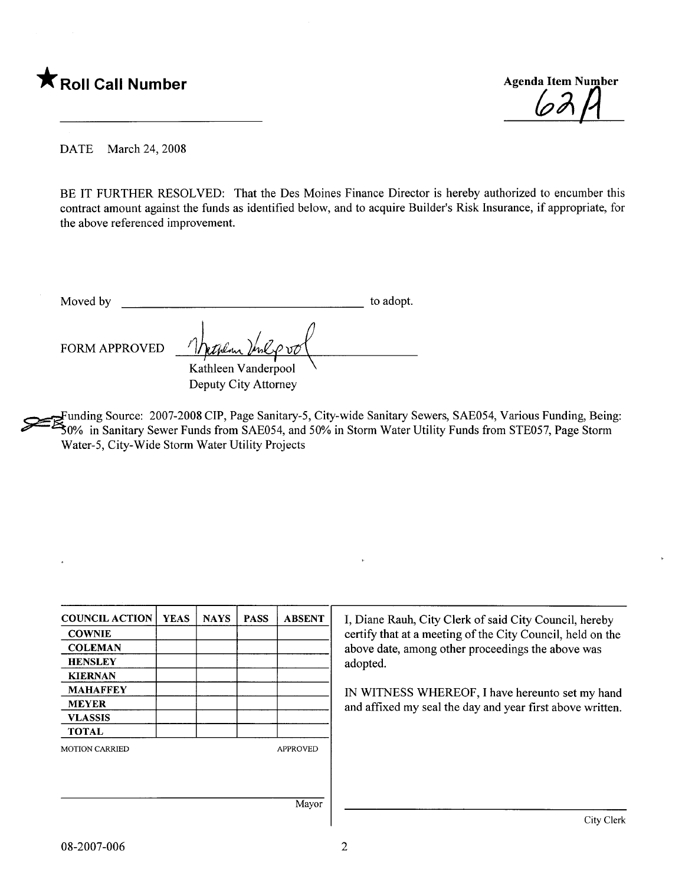**★ Roll Call Number**

**Agenda Item Number**
62A

DATE March 24, 2008

BE IT FURTHER RESOLVED: That the Des Moines Finance Director is hereby authorized to encumber this contract amount against the funds as identified below, and to acquire Builder's Risk Insurance, if appropriate, for the above referenced improvement.

Moved by ______________________________ to adopt.

FORM APPROVED

Kathleen Vanderpool
Deputy City Attorney

Funding Source: 2007-2008 CIP, Page Sanitary-5, City-wide Sanitary Sewers, SAE054, Various Funding, Being: 50% in Sanitary Sewer Funds from SAE054, and 50% in Storm Water Utility Funds from STE057, Page Storm Water-5, City-Wide Storm Water Utility Projects

| COUNCIL ACTION | YEAS | NAYS | PASS | ABSENT |
| --- | --- | --- | --- | --- |
| COWNIE | | | | |
| COLEMAN | | | | |
| HENSLEY | | | | |
| KIERNAN | | | | |
| MAHAFFEY | | | | |
| MEYER | | | | |
| VLASSIS | | | | |
| TOTAL | | | | |

MOTION CARRIED APPROVED

______________________________ Mayor

I, Diane Rauh, City Clerk of said City Council, hereby certify that at a meeting of the City Council, held on the above date, among other proceedings the above was adopted.

IN WITNESS WHEREOF, I have hereunto set my hand and affixed my seal the day and year first above written.

______________________________ City Clerk

08-2007-006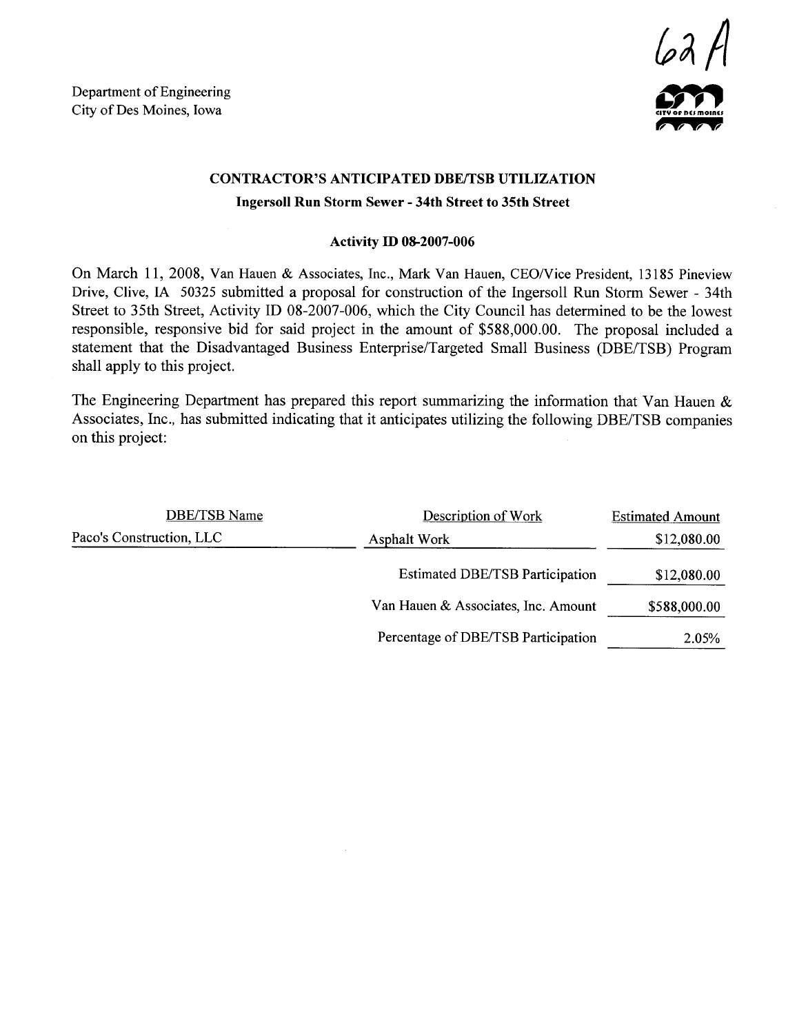Department of Engineering
City of Des Moines, Iowa

62A

## CONTRACTOR'S ANTICIPATED DBE/TSB UTILIZATION

### Ingersoll Run Storm Sewer - 34th Street to 35th Street

**Activity ID 08-2007-006**

On March 11, 2008, Van Hauen & Associates, Inc., Mark Van Hauen, CEO/Vice President, 13185 Pineview Drive, Clive, IA 50325 submitted a proposal for construction of the Ingersoll Run Storm Sewer - 34th Street to 35th Street, Activity ID 08-2007-006, which the City Council has determined to be the lowest responsible, responsive bid for said project in the amount of $588,000.00. The proposal included a statement that the Disadvantaged Business Enterprise/Targeted Small Business (DBE/TSB) Program shall apply to this project.

The Engineering Department has prepared this report summarizing the information that Van Hauen & Associates, Inc., has submitted indicating that it anticipates utilizing the following DBE/TSB companies on this project:

| DBE/TSB Name | Description of Work | Estimated Amount |
|---|---|---|
| Paco's Construction, LLC | Asphalt Work | $12,080.00 |
| | Estimated DBE/TSB Participation | $12,080.00 |
| | Van Hauen & Associates, Inc. Amount | $588,000.00 |
| | Percentage of DBE/TSB Participation | 2.05% |